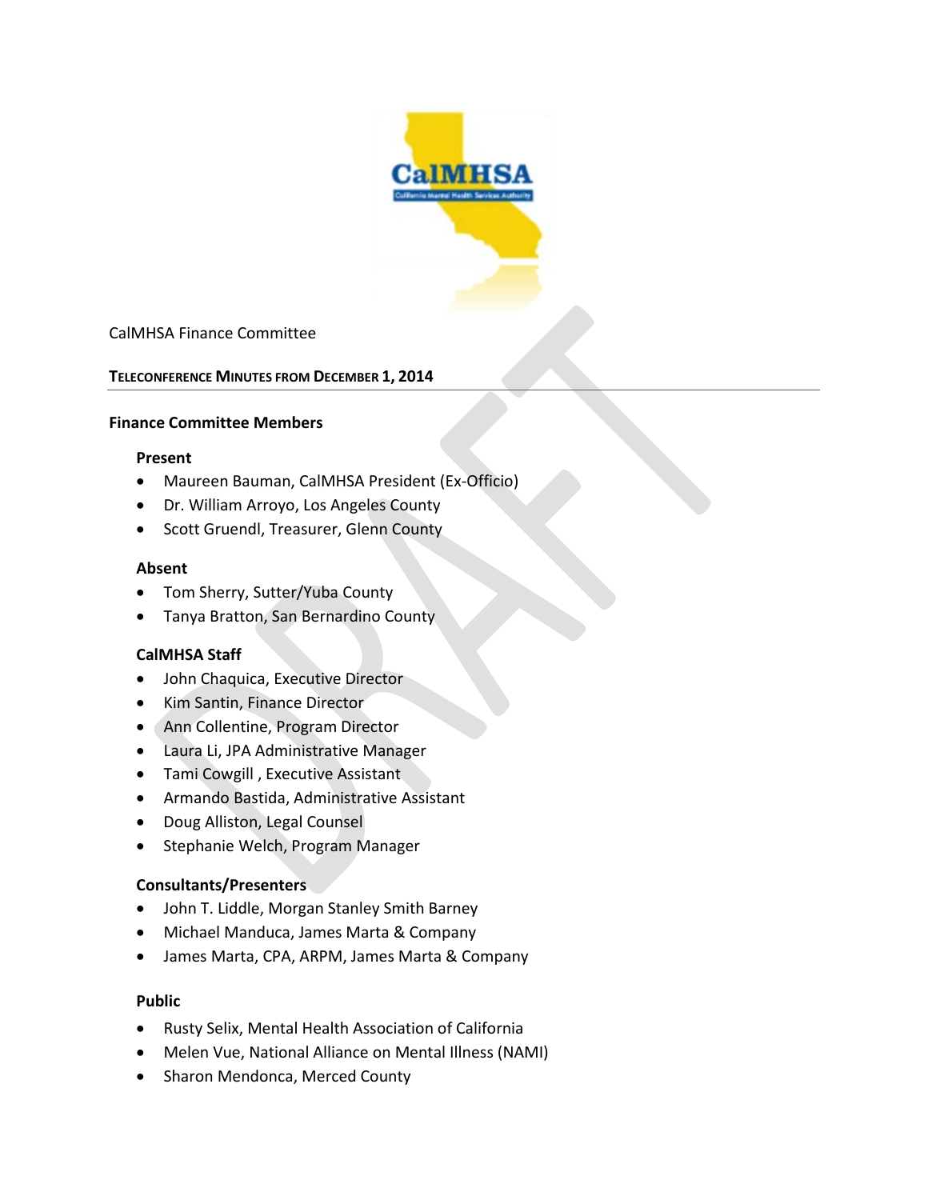CalMHSA Finance Committee

**TELECONFERENCE MINUTES FROM DECEMBER 1, 2014**

### Finance Committee Members

#### Present

- Maureen Bauman, CalMHSA President (Ex-Officio)
- Dr. William Arroyo, Los Angeles County
- Scott Gruendl, Treasurer, Glenn County

#### Absent

- Tom Sherry, Sutter/Yuba County
- Tanya Bratton, San Bernardino County

#### CalMHSA Staff

- John Chaquica, Executive Director
- Kim Santin, Finance Director
- Ann Collentine, Program Director
- Laura Li, JPA Administrative Manager
- Tami Cowgill , Executive Assistant
- Armando Bastida, Administrative Assistant
- Doug Alliston, Legal Counsel
- Stephanie Welch, Program Manager

#### Consultants/Presenters

- John T. Liddle, Morgan Stanley Smith Barney
- Michael Manduca, James Marta & Company
- James Marta, CPA, ARPM, James Marta & Company

#### Public

- Rusty Selix, Mental Health Association of California
- Melen Vue, National Alliance on Mental Illness (NAMI)
- Sharon Mendonca, Merced County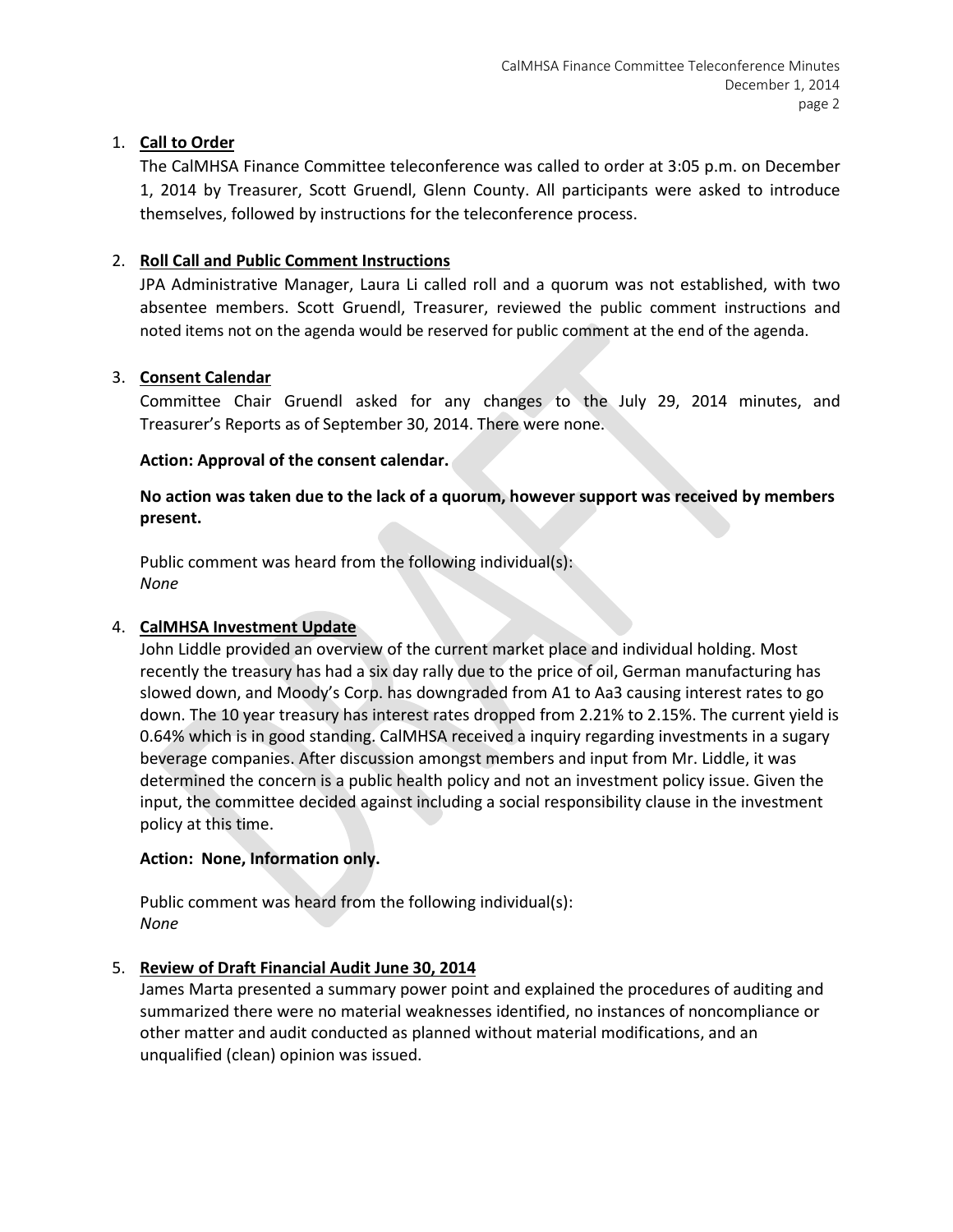1. **Call to Order**

   The CalMHSA Finance Committee teleconference was called to order at 3:05 p.m. on December 1, 2014 by Treasurer, Scott Gruendl, Glenn County. All participants were asked to introduce themselves, followed by instructions for the teleconference process.

2. **Roll Call and Public Comment Instructions**

   JPA Administrative Manager, Laura Li called roll and a quorum was not established, with two absentee members. Scott Gruendl, Treasurer, reviewed the public comment instructions and noted items not on the agenda would be reserved for public comment at the end of the agenda.

3. **Consent Calendar**

   Committee Chair Gruendl asked for any changes to the July 29, 2014 minutes, and Treasurer's Reports as of September 30, 2014. There were none.

   **Action: Approval of the consent calendar.**

   **No action was taken due to the lack of a quorum, however support was received by members present.**

   Public comment was heard from the following individual(s):
   *None*

4. **CalMHSA Investment Update**

   John Liddle provided an overview of the current market place and individual holding. Most recently the treasury has had a six day rally due to the price of oil, German manufacturing has slowed down, and Moody's Corp. has downgraded from A1 to Aa3 causing interest rates to go down. The 10 year treasury has interest rates dropped from 2.21% to 2.15%. The current yield is 0.64% which is in good standing. CalMHSA received a inquiry regarding investments in a sugary beverage companies. After discussion amongst members and input from Mr. Liddle, it was determined the concern is a public health policy and not an investment policy issue. Given the input, the committee decided against including a social responsibility clause in the investment policy at this time.

   **Action: None, Information only.**

   Public comment was heard from the following individual(s):
   *None*

5. **Review of Draft Financial Audit June 30, 2014**

   James Marta presented a summary power point and explained the procedures of auditing and summarized there were no material weaknesses identified, no instances of noncompliance or other matter and audit conducted as planned without material modifications, and an unqualified (clean) opinion was issued.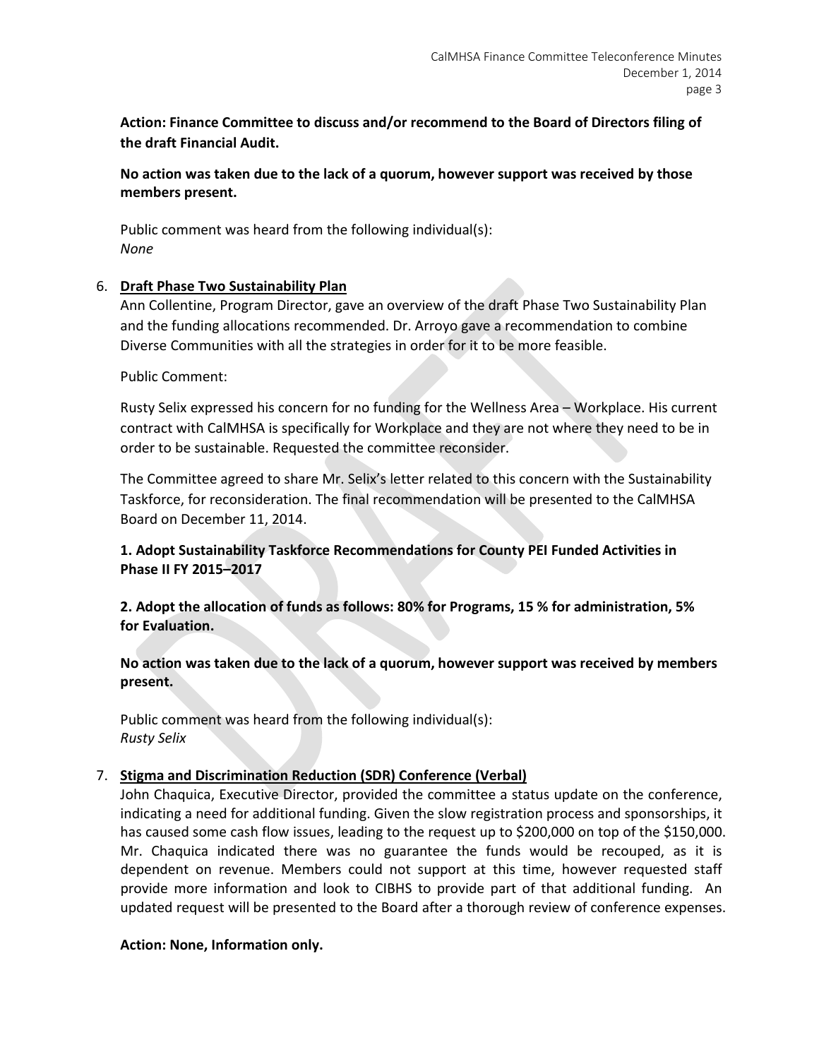**Action: Finance Committee to discuss and/or recommend to the Board of Directors filing of the draft Financial Audit.**

**No action was taken due to the lack of a quorum, however support was received by those members present.**

Public comment was heard from the following individual(s):
*None*

6. **Draft Phase Two Sustainability Plan**

   Ann Collentine, Program Director, gave an overview of the draft Phase Two Sustainability Plan and the funding allocations recommended. Dr. Arroyo gave a recommendation to combine Diverse Communities with all the strategies in order for it to be more feasible.

   Public Comment:

   Rusty Selix expressed his concern for no funding for the Wellness Area – Workplace. His current contract with CalMHSA is specifically for Workplace and they are not where they need to be in order to be sustainable. Requested the committee reconsider.

   The Committee agreed to share Mr. Selix's letter related to this concern with the Sustainability Taskforce, for reconsideration. The final recommendation will be presented to the CalMHSA Board on December 11, 2014.

   **1. Adopt Sustainability Taskforce Recommendations for County PEI Funded Activities in Phase II FY 2015–2017**

   **2. Adopt the allocation of funds as follows: 80% for Programs, 15 % for administration, 5% for Evaluation.**

   **No action was taken due to the lack of a quorum, however support was received by members present.**

   Public comment was heard from the following individual(s):
   *Rusty Selix*

7. **Stigma and Discrimination Reduction (SDR) Conference (Verbal)**

   John Chaquica, Executive Director, provided the committee a status update on the conference, indicating a need for additional funding. Given the slow registration process and sponsorships, it has caused some cash flow issues, leading to the request up to $200,000 on top of the $150,000. Mr. Chaquica indicated there was no guarantee the funds would be recouped, as it is dependent on revenue. Members could not support at this time, however requested staff provide more information and look to CIBHS to provide part of that additional funding. An updated request will be presented to the Board after a thorough review of conference expenses.

   **Action: None, Information only.**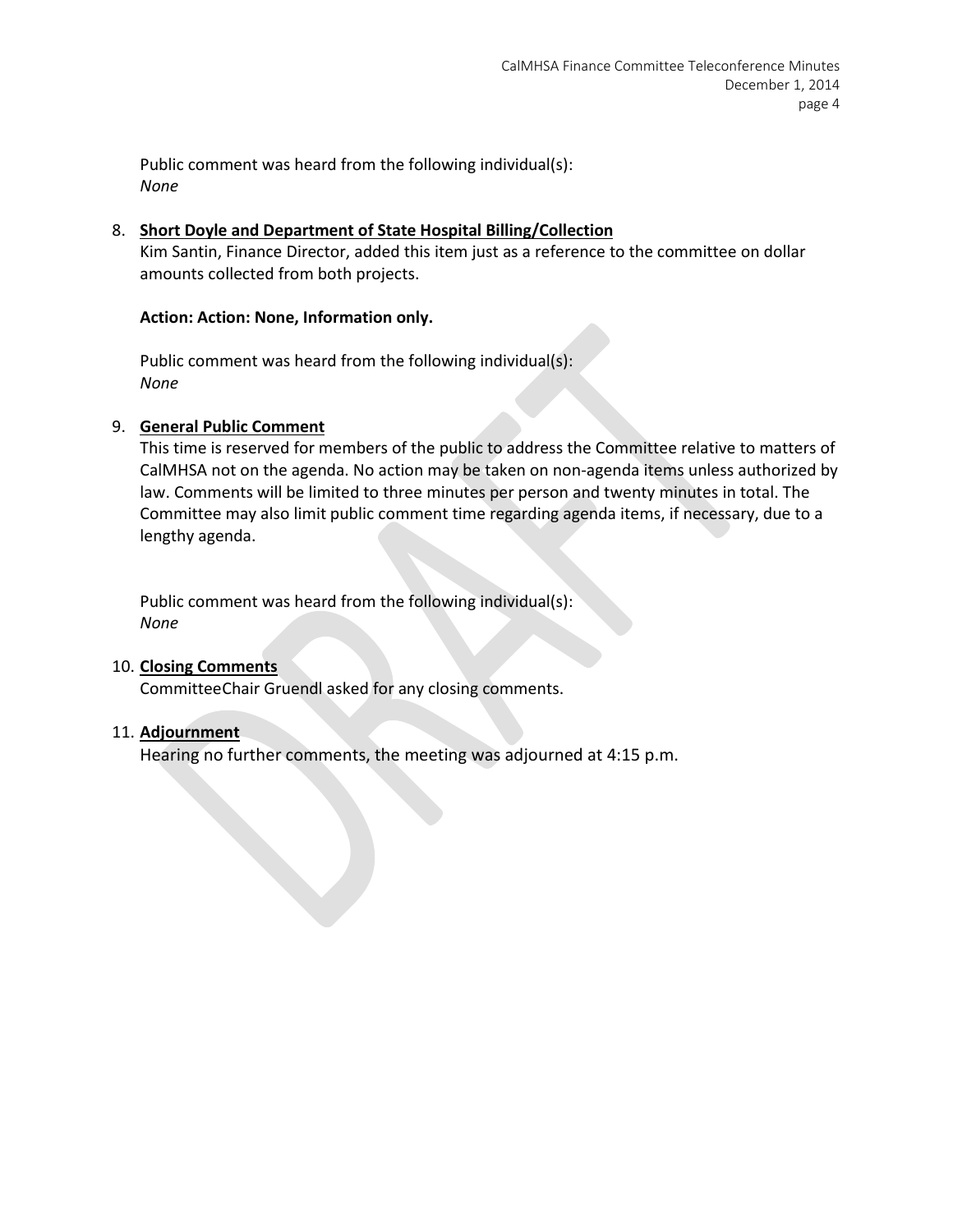Public comment was heard from the following individual(s):
*None*

8. **Short Doyle and Department of State Hospital Billing/Collection**
   Kim Santin, Finance Director, added this item just as a reference to the committee on dollar amounts collected from both projects.

   **Action: Action: None, Information only.**

   Public comment was heard from the following individual(s):
   *None*

9. **General Public Comment**
   This time is reserved for members of the public to address the Committee relative to matters of CalMHSA not on the agenda. No action may be taken on non-agenda items unless authorized by law. Comments will be limited to three minutes per person and twenty minutes in total. The Committee may also limit public comment time regarding agenda items, if necessary, due to a lengthy agenda.

   Public comment was heard from the following individual(s):
   *None*

10. **Closing Comments**
    CommitteeChair Gruendl asked for any closing comments.

11. **Adjournment**
    Hearing no further comments, the meeting was adjourned at 4:15 p.m.